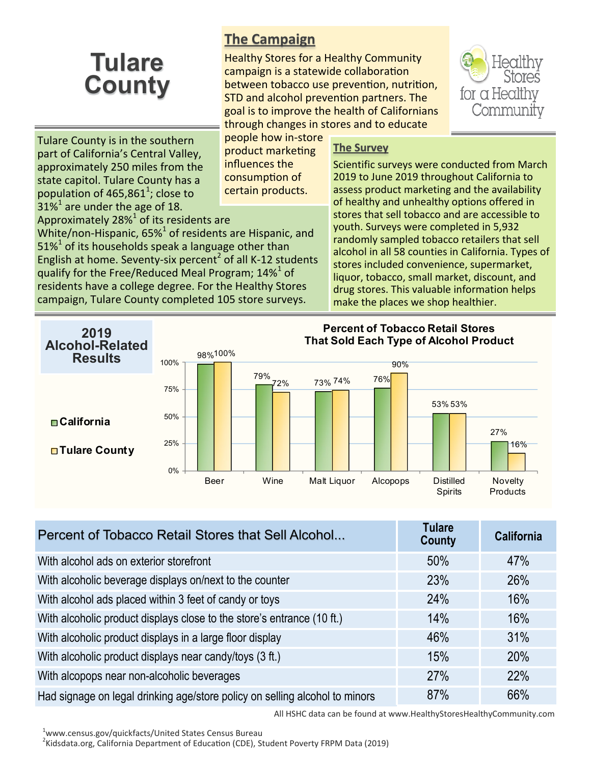# Tulare County

## The Campaign

Healthy Stores for a Healthy Community campaign is a statewide collaboration between tobacco use prevention, nutrition, STD and alcohol prevention partners. The goal is to improve the health of Californians through changes in stores and to educate people how in-store product marketing influences the consumption of certain products.

Healthy Stores for a Healthy Community

Tulare County is in the southern part of California's Central Valley, approximately 250 miles from the state capitol. Tulare County has a population of 465,861[1]; close to 31%[1] are under the age of 18. Approximately 28%[1] of its residents are White/non-Hispanic, 65%[1] of residents are Hispanic, and 51%[1] of its households speak a language other than English at home. Seventy-six percent[2] of all K-12 students qualify for the Free/Reduced Meal Program; 14%[1] of residents have a college degree. For the Healthy Stores campaign, Tulare County completed 105 store surveys.

## The Survey

Scientific surveys were conducted from March 2019 to June 2019 throughout California to assess product marketing and the availability of healthy and unhealthy options offered in stores that sell tobacco and are accessible to youth. Surveys were completed in 5,932 randomly sampled tobacco retailers that sell alcohol in all 58 counties in California. Types of stores included convenience, supermarket, liquor, tobacco, small market, discount, and drug stores. This valuable information helps make the places we shop healthier.

## 2019 Alcohol-Related Results

**Percent of Tobacco Retail Stores That Sold Each Type of Alcohol Product**

| Product | California | Tulare County |
|---|---|---|
| Beer | 98% | 100% |
| Wine | 79% | 72% |
| Malt Liquor | 73% | 74% |
| Alcopops | 76% | 90% |
| Distilled Spirits | 53% | 53% |
| Novelty Products | 27% | 16% |

| Percent of Tobacco Retail Stores that Sell Alcohol... | Tulare County | California |
|---|---|---|
| With alcohol ads on exterior storefront | 50% | 47% |
| With alcoholic beverage displays on/next to the counter | 23% | 26% |
| With alcohol ads placed within 3 feet of candy or toys | 24% | 16% |
| With alcoholic product displays close to the store's entrance (10 ft.) | 14% | 16% |
| With alcoholic product displays in a large floor display | 46% | 31% |
| With alcoholic product displays near candy/toys (3 ft.) | 15% | 20% |
| With alcopops near non-alcoholic beverages | 27% | 22% |
| Had signage on legal drinking age/store policy on selling alcohol to minors | 87% | 66% |

All HSHC data can be found at www.HealthyStoresHealthyCommunity.com

[1] www.census.gov/quickfacts/United States Census Bureau
[2] Kidsdata.org, California Department of Education (CDE), Student Poverty FRPM Data (2019)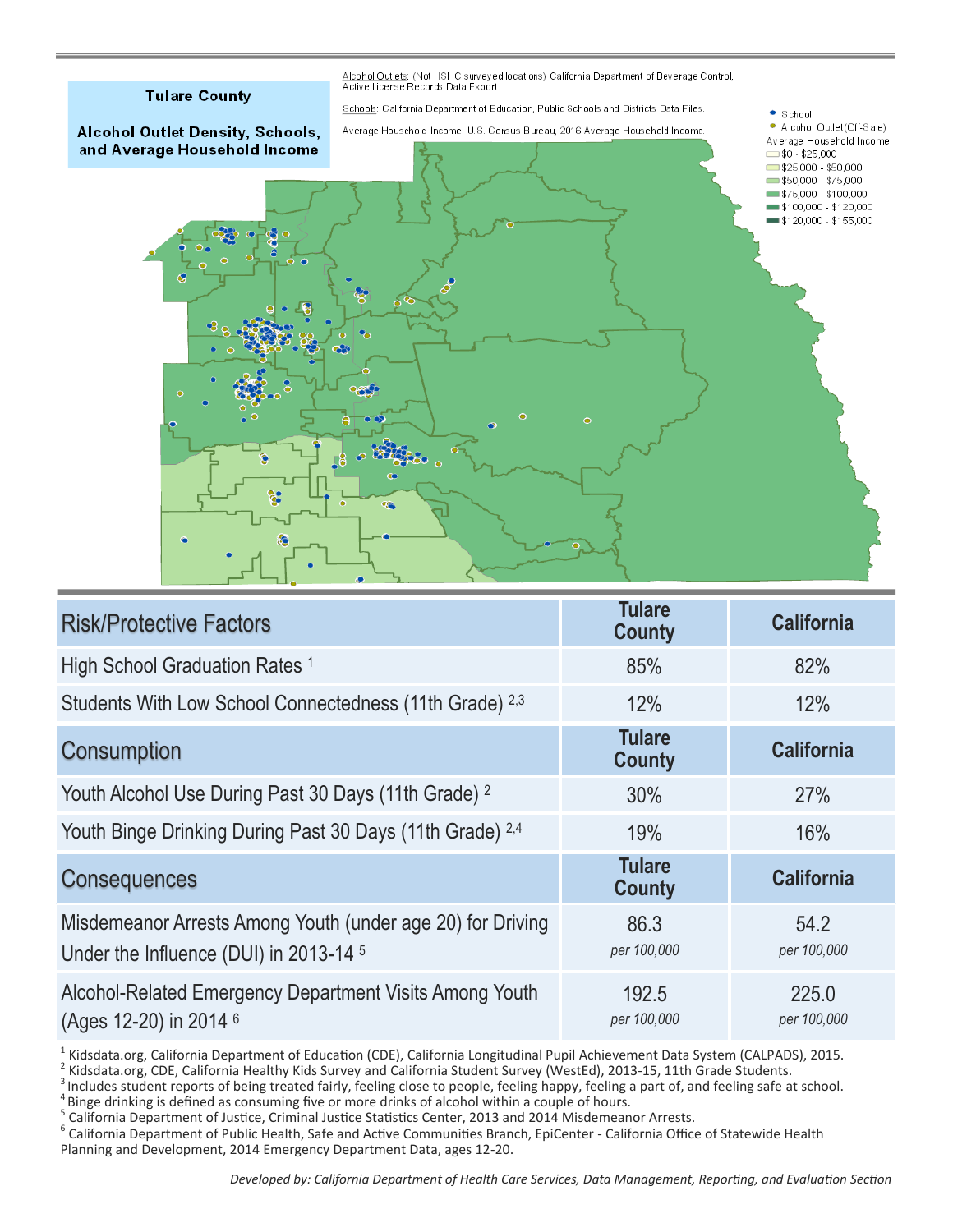**Tulare County**

**Alcohol Outlet Density, Schools, and Average Household Income**

Alcohol Outlets: (Not HSHC surveyed locations) California Department of Beverage Control, Active License Records Data Export.

Schools: California Department of Education, Public Schools and Districts Data Files.

Average Household Income: U.S. Census Bureau, 2016 Average Household Income.

School

Alcohol Outlet (Off-Sale)

Average Household Income

$0 - $25,000

$25,000 - $50,000

$50,000 - $75,000

$75,000 - $100,000

$100,000 - $120,000

$120,000 - $155,000

| Risk/Protective Factors | Tulare County | California |
|---|---|---|
| High School Graduation Rates [1] | 85% | 82% |
| Students With Low School Connectedness (11th Grade) [2,3] | 12% | 12% |
| **Consumption** | **Tulare County** | **California** |
| Youth Alcohol Use During Past 30 Days (11th Grade) [2] | 30% | 27% |
| Youth Binge Drinking During Past 30 Days (11th Grade) [2,4] | 19% | 16% |
| **Consequences** | **Tulare County** | **California** |
| Misdemeanor Arrests Among Youth (under age 20) for Driving Under the Influence (DUI) in 2013-14 [5] | 86.3 *per 100,000* | 54.2 *per 100,000* |
| Alcohol-Related Emergency Department Visits Among Youth (Ages 12-20) in 2014 [6] | 192.5 *per 100,000* | 225.0 *per 100,000* |

[1] Kidsdata.org, California Department of Education (CDE), California Longitudinal Pupil Achievement Data System (CALPADS), 2015.
[2] Kidsdata.org, CDE, California Healthy Kids Survey and California Student Survey (WestEd), 2013-15, 11th Grade Students.
[3] Includes student reports of being treated fairly, feeling close to people, feeling happy, feeling a part of, and feeling safe at school.
[4] Binge drinking is defined as consuming five or more drinks of alcohol within a couple of hours.
[5] California Department of Justice, Criminal Justice Statistics Center, 2013 and 2014 Misdemeanor Arrests.
[6] California Department of Public Health, Safe and Active Communities Branch, EpiCenter - California Office of Statewide Health Planning and Development, 2014 Emergency Department Data, ages 12-20.

*Developed by: California Department of Health Care Services, Data Management, Reporting, and Evaluation Section*